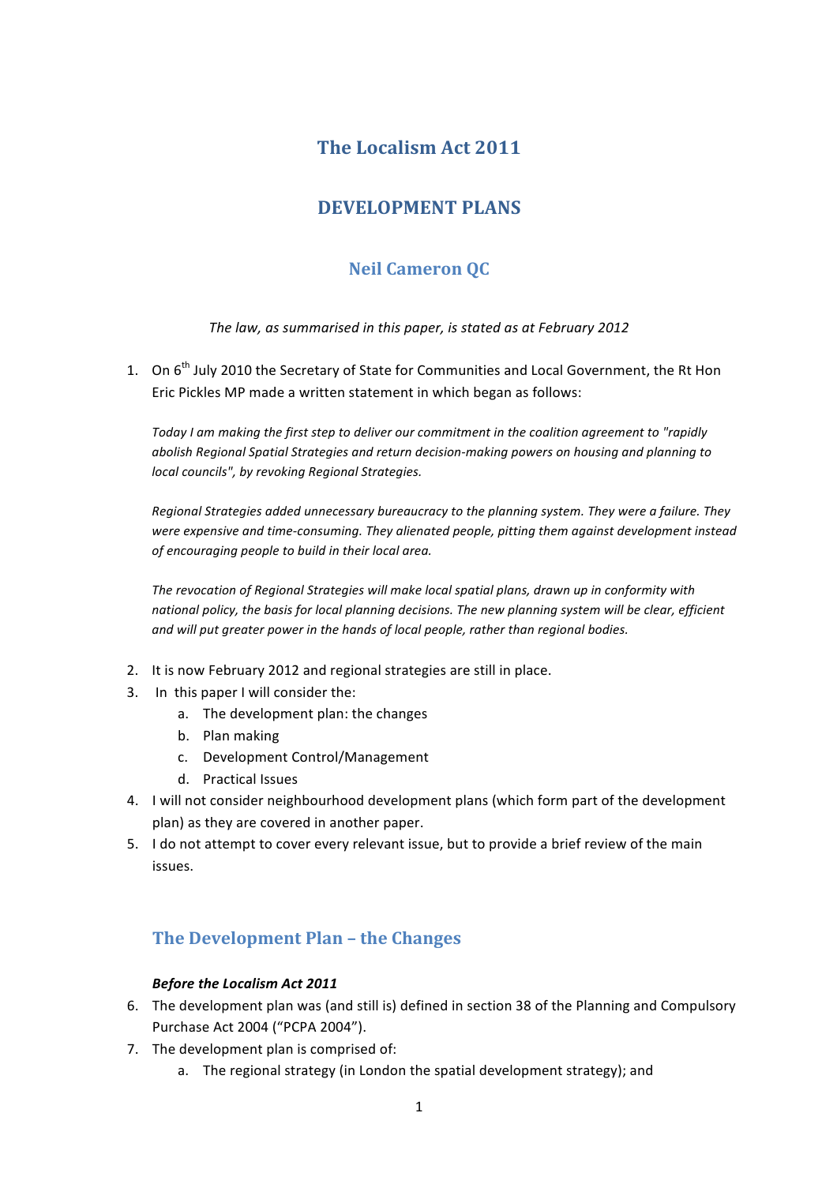# The Localism Act 2011

## DEVELOPMENT PLANS

### Neil Cameron QC

*The law, as summarised in this paper, is stated as at February 2012*

1. On 6th July 2010 the Secretary of State for Communities and Local Government, the Rt Hon Eric Pickles MP made a written statement in which began as follows:

   *Today I am making the first step to deliver our commitment in the coalition agreement to "rapidly abolish Regional Spatial Strategies and return decision-making powers on housing and planning to local councils", by revoking Regional Strategies.*

   *Regional Strategies added unnecessary bureaucracy to the planning system. They were a failure. They were expensive and time-consuming. They alienated people, pitting them against development instead of encouraging people to build in their local area.*

   *The revocation of Regional Strategies will make local spatial plans, drawn up in conformity with national policy, the basis for local planning decisions. The new planning system will be clear, efficient and will put greater power in the hands of local people, rather than regional bodies.*

2. It is now February 2012 and regional strategies are still in place.
3. In this paper I will consider the:
   a. The development plan: the changes
   b. Plan making
   c. Development Control/Management
   d. Practical Issues
4. I will not consider neighbourhood development plans (which form part of the development plan) as they are covered in another paper.
5. I do not attempt to cover every relevant issue, but to provide a brief review of the main issues.

## The Development Plan – the Changes

***Before the Localism Act 2011***

6. The development plan was (and still is) defined in section 38 of the Planning and Compulsory Purchase Act 2004 ("PCPA 2004").
7. The development plan is comprised of:
   a. The regional strategy (in London the spatial development strategy); and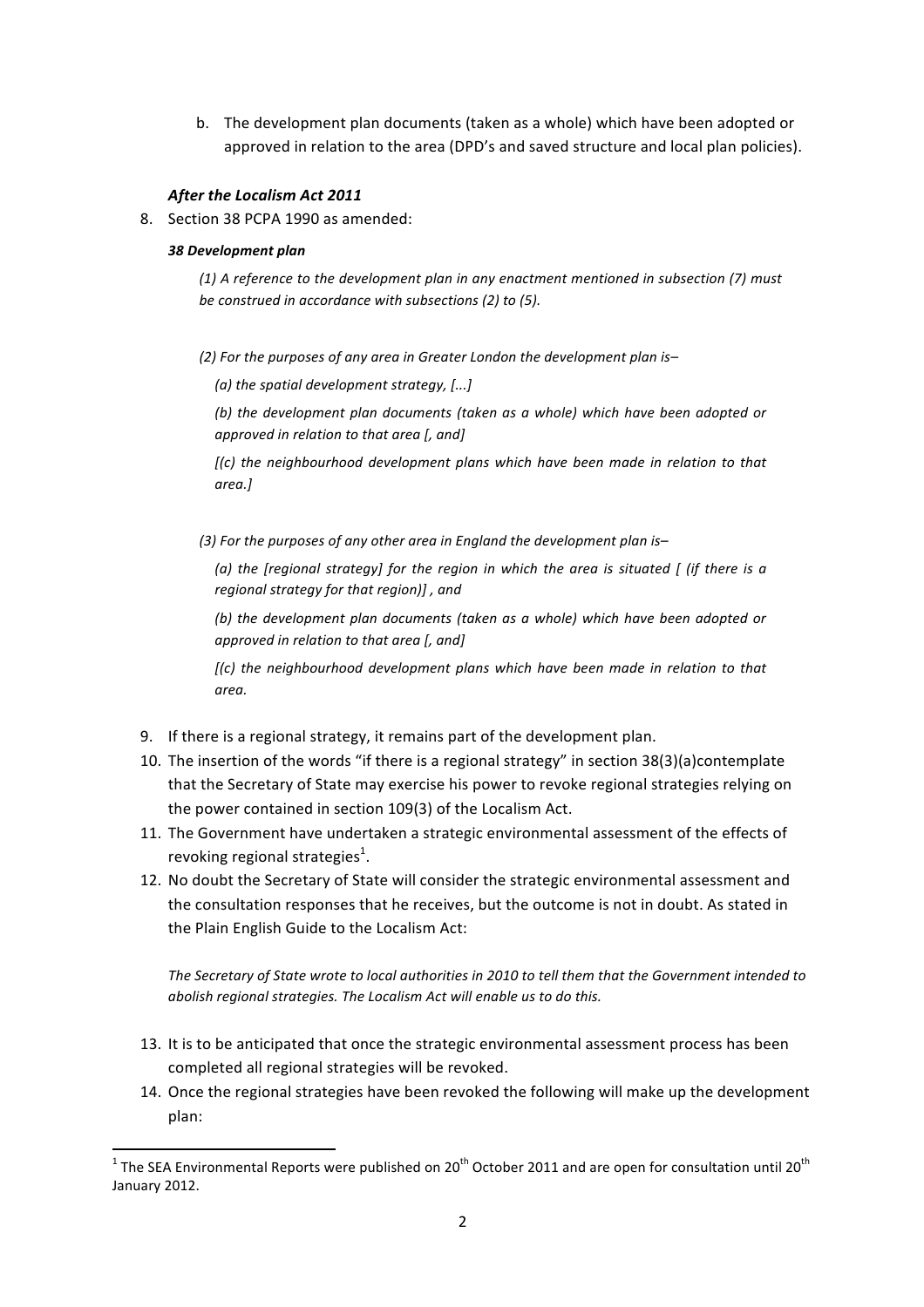b. The development plan documents (taken as a whole) which have been adopted or approved in relation to the area (DPD's and saved structure and local plan policies).

***After the Localism Act 2011***

8. Section 38 PCPA 1990 as amended:

***38 Development plan***

*(1) A reference to the development plan in any enactment mentioned in subsection (7) must be construed in accordance with subsections (2) to (5).*

*(2) For the purposes of any area in Greater London the development plan is–*

*(a) the spatial development strategy, [...]*

*(b) the development plan documents (taken as a whole) which have been adopted or approved in relation to that area [, and]*

*[(c) the neighbourhood development plans which have been made in relation to that area.]*

*(3) For the purposes of any other area in England the development plan is–*

*(a) the [regional strategy] for the region in which the area is situated [ (if there is a regional strategy for that region)] , and*

*(b) the development plan documents (taken as a whole) which have been adopted or approved in relation to that area [, and]*

*[(c) the neighbourhood development plans which have been made in relation to that area.*

9. If there is a regional strategy, it remains part of the development plan.
10. The insertion of the words "if there is a regional strategy" in section 38(3)(a)contemplate that the Secretary of State may exercise his power to revoke regional strategies relying on the power contained in section 109(3) of the Localism Act.
11. The Government have undertaken a strategic environmental assessment of the effects of revoking regional strategies[1].
12. No doubt the Secretary of State will consider the strategic environmental assessment and the consultation responses that he receives, but the outcome is not in doubt. As stated in the Plain English Guide to the Localism Act:

    *The Secretary of State wrote to local authorities in 2010 to tell them that the Government intended to abolish regional strategies. The Localism Act will enable us to do this.*

13. It is to be anticipated that once the strategic environmental assessment process has been completed all regional strategies will be revoked.
14. Once the regional strategies have been revoked the following will make up the development plan:

---

[1] The SEA Environmental Reports were published on 20th October 2011 and are open for consultation until 20th January 2012.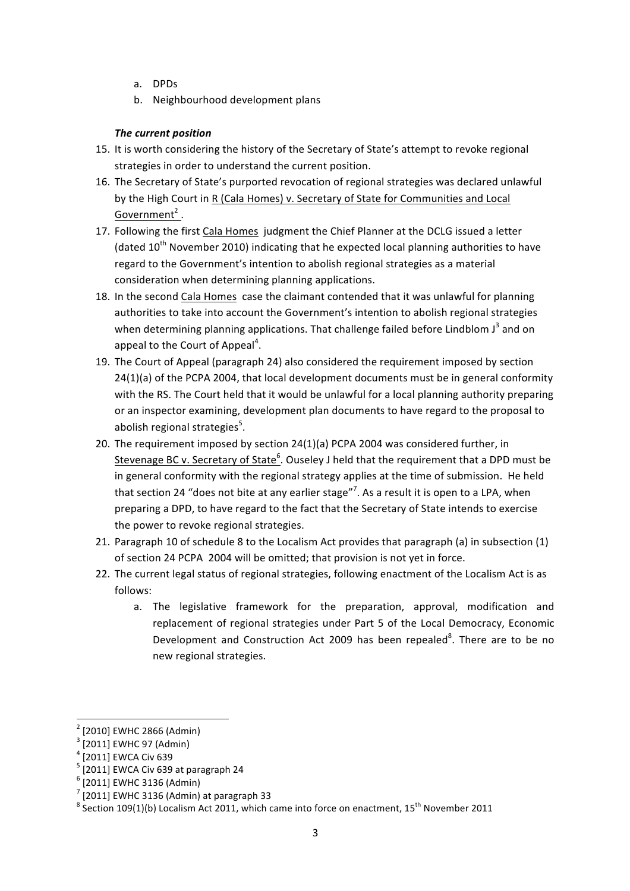a. DPDs
b. Neighbourhood development plans

***The current position***

15. It is worth considering the history of the Secretary of State's attempt to revoke regional strategies in order to understand the current position.
16. The Secretary of State's purported revocation of regional strategies was declared unlawful by the High Court in R (Cala Homes) v. Secretary of State for Communities and Local Government[2].
17. Following the first Cala Homes judgment the Chief Planner at the DCLG issued a letter (dated 10th November 2010) indicating that he expected local planning authorities to have regard to the Government's intention to abolish regional strategies as a material consideration when determining planning applications.
18. In the second Cala Homes case the claimant contended that it was unlawful for planning authorities to take into account the Government's intention to abolish regional strategies when determining planning applications. That challenge failed before Lindblom J[3] and on appeal to the Court of Appeal[4].
19. The Court of Appeal (paragraph 24) also considered the requirement imposed by section 24(1)(a) of the PCPA 2004, that local development documents must be in general conformity with the RS. The Court held that it would be unlawful for a local planning authority preparing or an inspector examining, development plan documents to have regard to the proposal to abolish regional strategies[5].
20. The requirement imposed by section 24(1)(a) PCPA 2004 was considered further, in Stevenage BC v. Secretary of State[6]. Ouseley J held that the requirement that a DPD must be in general conformity with the regional strategy applies at the time of submission. He held that section 24 "does not bite at any earlier stage"[7]. As a result it is open to a LPA, when preparing a DPD, to have regard to the fact that the Secretary of State intends to exercise the power to revoke regional strategies.
21. Paragraph 10 of schedule 8 to the Localism Act provides that paragraph (a) in subsection (1) of section 24 PCPA 2004 will be omitted; that provision is not yet in force.
22. The current legal status of regional strategies, following enactment of the Localism Act is as follows:
    a. The legislative framework for the preparation, approval, modification and replacement of regional strategies under Part 5 of the Local Democracy, Economic Development and Construction Act 2009 has been repealed[8]. There are to be no new regional strategies.

---

[2] [2010] EWHC 2866 (Admin)
[3] [2011] EWHC 97 (Admin)
[4] [2011] EWCA Civ 639
[5] [2011] EWCA Civ 639 at paragraph 24
[6] [2011] EWHC 3136 (Admin)
[7] [2011] EWHC 3136 (Admin) at paragraph 33
[8] Section 109(1)(b) Localism Act 2011, which came into force on enactment, 15th November 2011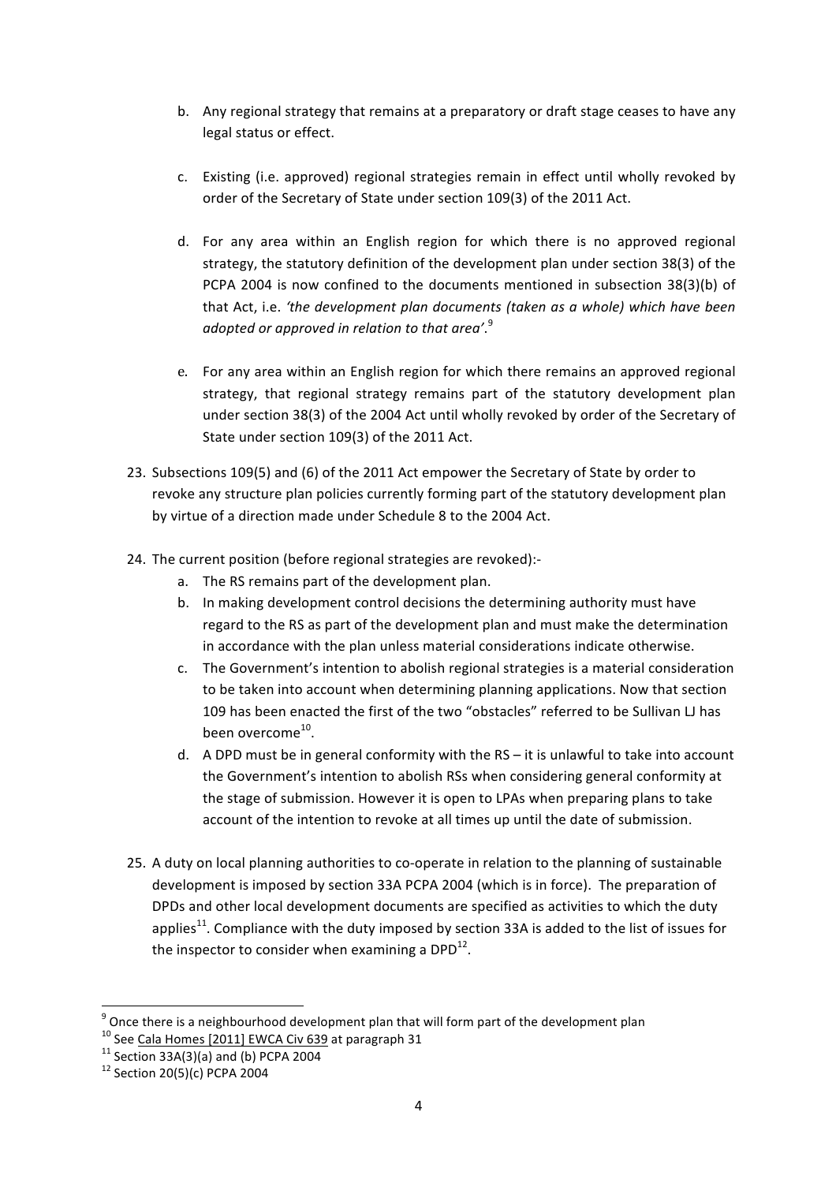b. Any regional strategy that remains at a preparatory or draft stage ceases to have any legal status or effect.

c. Existing (i.e. approved) regional strategies remain in effect until wholly revoked by order of the Secretary of State under section 109(3) of the 2011 Act.

d. For any area within an English region for which there is no approved regional strategy, the statutory definition of the development plan under section 38(3) of the PCPA 2004 is now confined to the documents mentioned in subsection 38(3)(b) of that Act, i.e. *'the development plan documents (taken as a whole) which have been adopted or approved in relation to that area'*.[9]

e. For any area within an English region for which there remains an approved regional strategy, that regional strategy remains part of the statutory development plan under section 38(3) of the 2004 Act until wholly revoked by order of the Secretary of State under section 109(3) of the 2011 Act.

23. Subsections 109(5) and (6) of the 2011 Act empower the Secretary of State by order to revoke any structure plan policies currently forming part of the statutory development plan by virtue of a direction made under Schedule 8 to the 2004 Act.

24. The current position (before regional strategies are revoked):-
    a. The RS remains part of the development plan.
    b. In making development control decisions the determining authority must have regard to the RS as part of the development plan and must make the determination in accordance with the plan unless material considerations indicate otherwise.
    c. The Government's intention to abolish regional strategies is a material consideration to be taken into account when determining planning applications. Now that section 109 has been enacted the first of the two "obstacles" referred to be Sullivan LJ has been overcome[10].
    d. A DPD must be in general conformity with the RS – it is unlawful to take into account the Government's intention to abolish RSs when considering general conformity at the stage of submission. However it is open to LPAs when preparing plans to take account of the intention to revoke at all times up until the date of submission.

25. A duty on local planning authorities to co-operate in relation to the planning of sustainable development is imposed by section 33A PCPA 2004 (which is in force). The preparation of DPDs and other local development documents are specified as activities to which the duty applies[11]. Compliance with the duty imposed by section 33A is added to the list of issues for the inspector to consider when examining a DPD[12].

---

[9] Once there is a neighbourhood development plan that will form part of the development plan

[10] See Cala Homes [2011] EWCA Civ 639 at paragraph 31

[11] Section 33A(3)(a) and (b) PCPA 2004

[12] Section 20(5)(c) PCPA 2004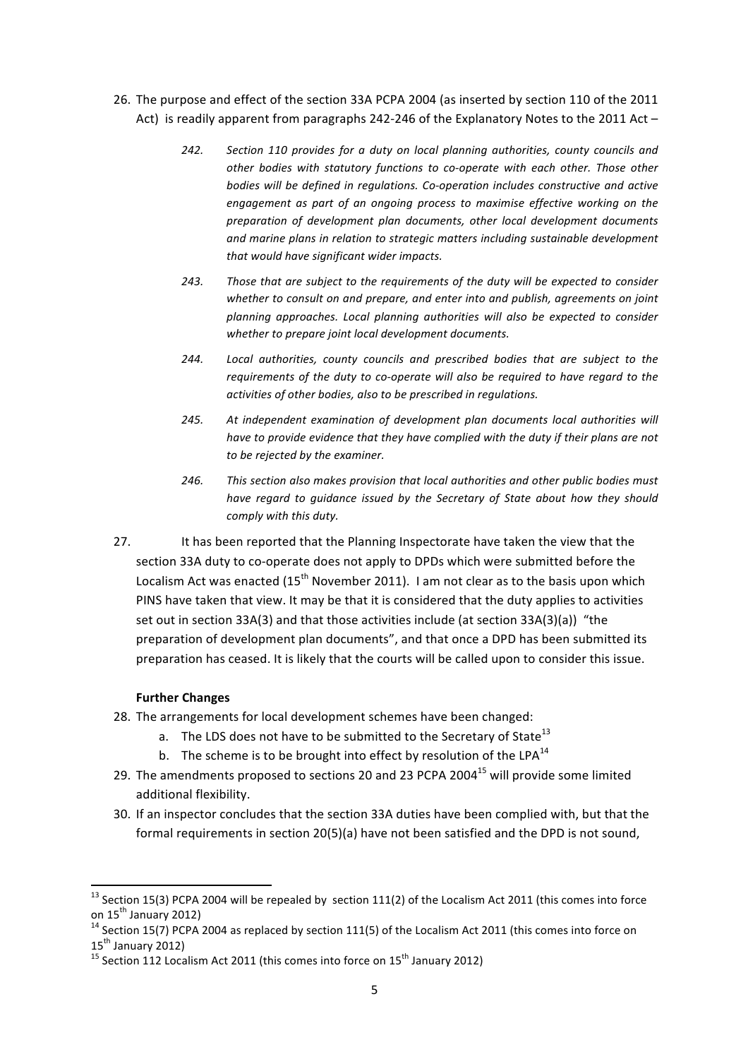26. The purpose and effect of the section 33A PCPA 2004 (as inserted by section 110 of the 2011 Act) is readily apparent from paragraphs 242-246 of the Explanatory Notes to the 2011 Act –

> *242. Section 110 provides for a duty on local planning authorities, county councils and other bodies with statutory functions to co-operate with each other. Those other bodies will be defined in regulations. Co-operation includes constructive and active engagement as part of an ongoing process to maximise effective working on the preparation of development plan documents, other local development documents and marine plans in relation to strategic matters including sustainable development that would have significant wider impacts.*
>
> *243. Those that are subject to the requirements of the duty will be expected to consider whether to consult on and prepare, and enter into and publish, agreements on joint planning approaches. Local planning authorities will also be expected to consider whether to prepare joint local development documents.*
>
> *244. Local authorities, county councils and prescribed bodies that are subject to the requirements of the duty to co-operate will also be required to have regard to the activities of other bodies, also to be prescribed in regulations.*
>
> *245. At independent examination of development plan documents local authorities will have to provide evidence that they have complied with the duty if their plans are not to be rejected by the examiner.*
>
> *246. This section also makes provision that local authorities and other public bodies must have regard to guidance issued by the Secretary of State about how they should comply with this duty.*

27. It has been reported that the Planning Inspectorate have taken the view that the section 33A duty to co-operate does not apply to DPDs which were submitted before the Localism Act was enacted (15th November 2011). I am not clear as to the basis upon which PINS have taken that view. It may be that it is considered that the duty applies to activities set out in section 33A(3) and that those activities include (at section 33A(3)(a)) "the preparation of development plan documents", and that once a DPD has been submitted its preparation has ceased. It is likely that the courts will be called upon to consider this issue.

**Further Changes**

28. The arrangements for local development schemes have been changed:
    a. The LDS does not have to be submitted to the Secretary of State[13]
    b. The scheme is to be brought into effect by resolution of the LPA[14]
29. The amendments proposed to sections 20 and 23 PCPA 2004[15] will provide some limited additional flexibility.
30. If an inspector concludes that the section 33A duties have been complied with, but that the formal requirements in section 20(5)(a) have not been satisfied and the DPD is not sound,

---

[13] Section 15(3) PCPA 2004 will be repealed by section 111(2) of the Localism Act 2011 (this comes into force on 15th January 2012)

[14] Section 15(7) PCPA 2004 as replaced by section 111(5) of the Localism Act 2011 (this comes into force on 15th January 2012)

[15] Section 112 Localism Act 2011 (this comes into force on 15th January 2012)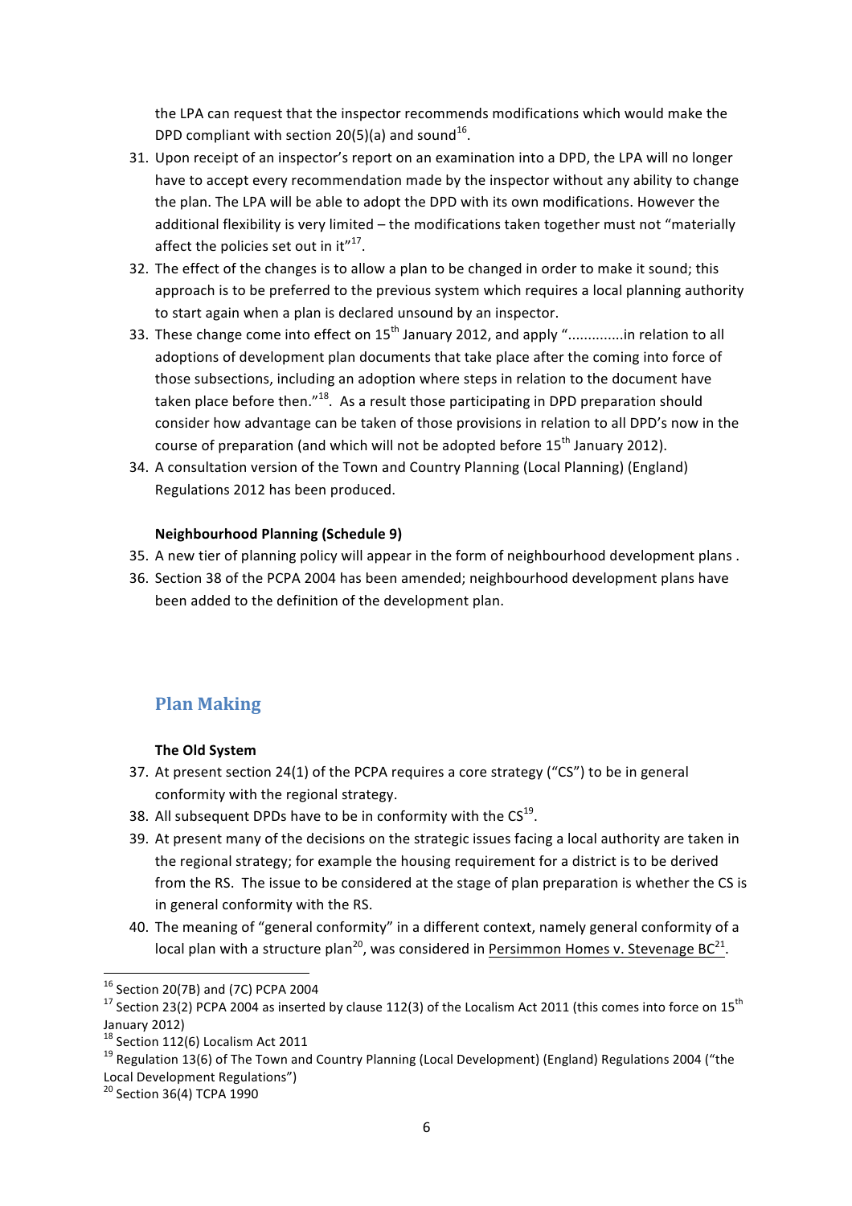the LPA can request that the inspector recommends modifications which would make the DPD compliant with section 20(5)(a) and sound[16].

31. Upon receipt of an inspector's report on an examination into a DPD, the LPA will no longer have to accept every recommendation made by the inspector without any ability to change the plan. The LPA will be able to adopt the DPD with its own modifications. However the additional flexibility is very limited – the modifications taken together must not "materially affect the policies set out in it"[17].
32. The effect of the changes is to allow a plan to be changed in order to make it sound; this approach is to be preferred to the previous system which requires a local planning authority to start again when a plan is declared unsound by an inspector.
33. These change come into effect on 15th January 2012, and apply "..............in relation to all adoptions of development plan documents that take place after the coming into force of those subsections, including an adoption where steps in relation to the document have taken place before then."[18]. As a result those participating in DPD preparation should consider how advantage can be taken of those provisions in relation to all DPD's now in the course of preparation (and which will not be adopted before 15th January 2012).
34. A consultation version of the Town and Country Planning (Local Planning) (England) Regulations 2012 has been produced.

**Neighbourhood Planning (Schedule 9)**

35. A new tier of planning policy will appear in the form of neighbourhood development plans .
36. Section 38 of the PCPA 2004 has been amended; neighbourhood development plans have been added to the definition of the development plan.

## Plan Making

**The Old System**

37. At present section 24(1) of the PCPA requires a core strategy ("CS") to be in general conformity with the regional strategy.
38. All subsequent DPDs have to be in conformity with the CS[19].
39. At present many of the decisions on the strategic issues facing a local authority are taken in the regional strategy; for example the housing requirement for a district is to be derived from the RS. The issue to be considered at the stage of plan preparation is whether the CS is in general conformity with the RS.
40. The meaning of "general conformity" in a different context, namely general conformity of a local plan with a structure plan[20], was considered in Persimmon Homes v. Stevenage BC[21].

---

[16] Section 20(7B) and (7C) PCPA 2004

[17] Section 23(2) PCPA 2004 as inserted by clause 112(3) of the Localism Act 2011 (this comes into force on 15th January 2012)

[18] Section 112(6) Localism Act 2011

[19] Regulation 13(6) of The Town and Country Planning (Local Development) (England) Regulations 2004 ("the Local Development Regulations")

[20] Section 36(4) TCPA 1990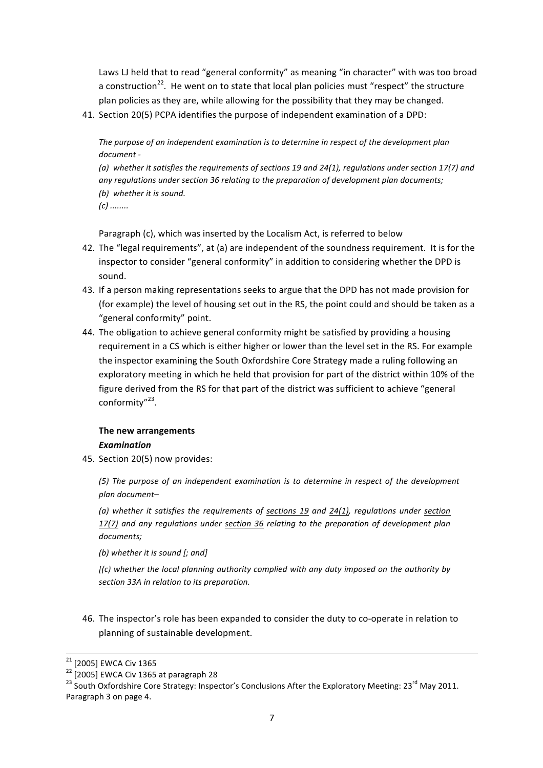Laws LJ held that to read "general conformity" as meaning "in character" with was too broad a construction[22]. He went on to state that local plan policies must "respect" the structure plan policies as they are, while allowing for the possibility that they may be changed.

41. Section 20(5) PCPA identifies the purpose of independent examination of a DPD:

> *The purpose of an independent examination is to determine in respect of the development plan document -*
>
> *(a) whether it satisfies the requirements of sections 19 and 24(1), regulations under section 17(7) and any regulations under section 36 relating to the preparation of development plan documents;*
>
> *(b) whether it is sound.*
>
> *(c) ........*

Paragraph (c), which was inserted by the Localism Act, is referred to below

42. The "legal requirements", at (a) are independent of the soundness requirement. It is for the inspector to consider "general conformity" in addition to considering whether the DPD is sound.
43. If a person making representations seeks to argue that the DPD has not made provision for (for example) the level of housing set out in the RS, the point could and should be taken as a "general conformity" point.
44. The obligation to achieve general conformity might be satisfied by providing a housing requirement in a CS which is either higher or lower than the level set in the RS. For example the inspector examining the South Oxfordshire Core Strategy made a ruling following an exploratory meeting in which he held that provision for part of the district within 10% of the figure derived from the RS for that part of the district was sufficient to achieve "general conformity"[23].

**The new arrangements**

***Examination***

45. Section 20(5) now provides:

> *(5) The purpose of an independent examination is to determine in respect of the development plan document–*
>
> *(a) whether it satisfies the requirements of <u>sections 19</u> and <u>24(1)</u>, regulations under <u>section 17(7)</u> and any regulations under <u>section 36</u> relating to the preparation of development plan documents;*
>
> *(b) whether it is sound [; and]*
>
> *[(c) whether the local planning authority complied with any duty imposed on the authority by <u>section 33A</u> in relation to its preparation.*

46. The inspector's role has been expanded to consider the duty to co-operate in relation to planning of sustainable development.

---

[21] [2005] EWCA Civ 1365

[22] [2005] EWCA Civ 1365 at paragraph 28

[23] South Oxfordshire Core Strategy: Inspector's Conclusions After the Exploratory Meeting: 23rd May 2011. Paragraph 3 on page 4.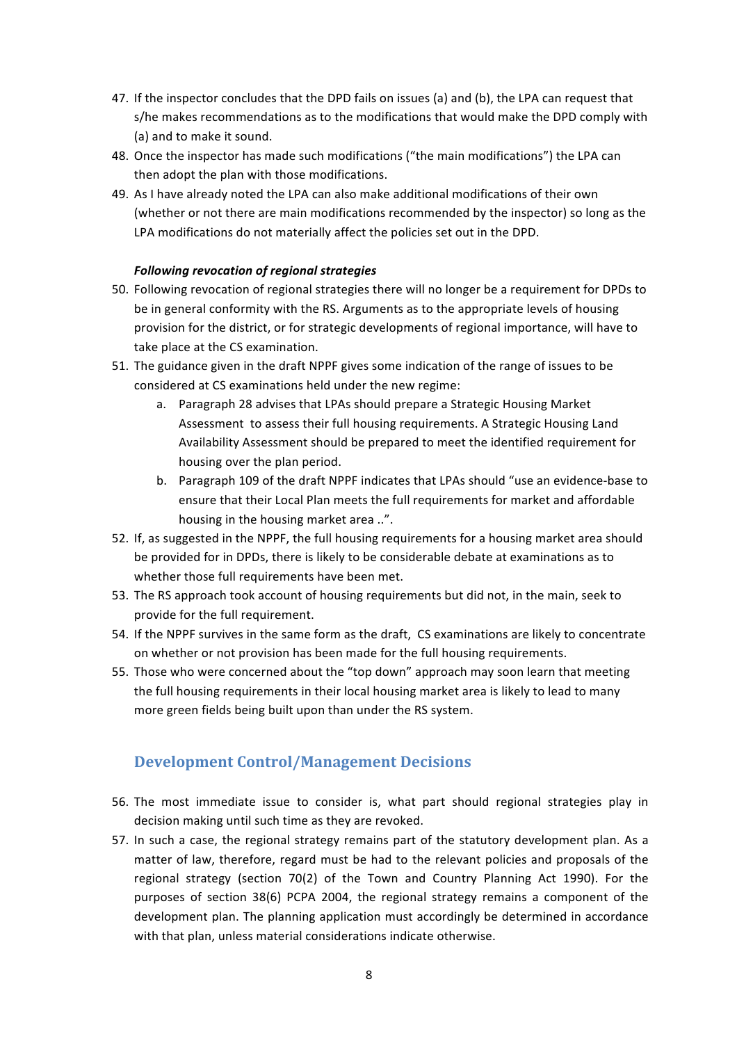47. If the inspector concludes that the DPD fails on issues (a) and (b), the LPA can request that s/he makes recommendations as to the modifications that would make the DPD comply with (a) and to make it sound.
48. Once the inspector has made such modifications ("the main modifications") the LPA can then adopt the plan with those modifications.
49. As I have already noted the LPA can also make additional modifications of their own (whether or not there are main modifications recommended by the inspector) so long as the LPA modifications do not materially affect the policies set out in the DPD.

***Following revocation of regional strategies***

50. Following revocation of regional strategies there will no longer be a requirement for DPDs to be in general conformity with the RS. Arguments as to the appropriate levels of housing provision for the district, or for strategic developments of regional importance, will have to take place at the CS examination.
51. The guidance given in the draft NPPF gives some indication of the range of issues to be considered at CS examinations held under the new regime:
    a. Paragraph 28 advises that LPAs should prepare a Strategic Housing Market Assessment to assess their full housing requirements. A Strategic Housing Land Availability Assessment should be prepared to meet the identified requirement for housing over the plan period.
    b. Paragraph 109 of the draft NPPF indicates that LPAs should "use an evidence-base to ensure that their Local Plan meets the full requirements for market and affordable housing in the housing market area ..".
52. If, as suggested in the NPPF, the full housing requirements for a housing market area should be provided for in DPDs, there is likely to be considerable debate at examinations as to whether those full requirements have been met.
53. The RS approach took account of housing requirements but did not, in the main, seek to provide for the full requirement.
54. If the NPPF survives in the same form as the draft, CS examinations are likely to concentrate on whether or not provision has been made for the full housing requirements.
55. Those who were concerned about the "top down" approach may soon learn that meeting the full housing requirements in their local housing market area is likely to lead to many more green fields being built upon than under the RS system.

## Development Control/Management Decisions

56. The most immediate issue to consider is, what part should regional strategies play in decision making until such time as they are revoked.
57. In such a case, the regional strategy remains part of the statutory development plan. As a matter of law, therefore, regard must be had to the relevant policies and proposals of the regional strategy (section 70(2) of the Town and Country Planning Act 1990). For the purposes of section 38(6) PCPA 2004, the regional strategy remains a component of the development plan. The planning application must accordingly be determined in accordance with that plan, unless material considerations indicate otherwise.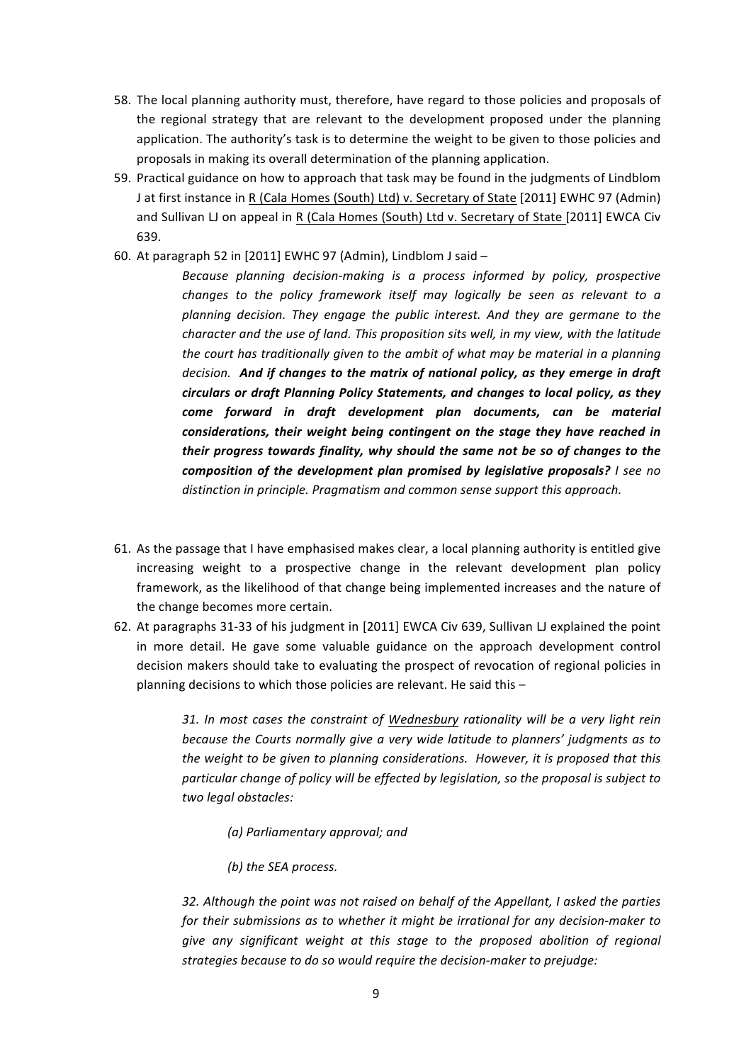58. The local planning authority must, therefore, have regard to those policies and proposals of the regional strategy that are relevant to the development proposed under the planning application. The authority's task is to determine the weight to be given to those policies and proposals in making its overall determination of the planning application.

59. Practical guidance on how to approach that task may be found in the judgments of Lindblom J at first instance in R (Cala Homes (South) Ltd) v. Secretary of State [2011] EWHC 97 (Admin) and Sullivan LJ on appeal in R (Cala Homes (South) Ltd v. Secretary of State [2011] EWCA Civ 639.

60. At paragraph 52 in [2011] EWHC 97 (Admin), Lindblom J said –

> *Because planning decision-making is a process informed by policy, prospective changes to the policy framework itself may logically be seen as relevant to a planning decision. They engage the public interest. And they are germane to the character and the use of land. This proposition sits well, in my view, with the latitude the court has traditionally given to the ambit of what may be material in a planning decision.* ***And if changes to the matrix of national policy, as they emerge in draft circulars or draft Planning Policy Statements, and changes to local policy, as they come forward in draft development plan documents, can be material considerations, their weight being contingent on the stage they have reached in their progress towards finality, why should the same not be so of changes to the composition of the development plan promised by legislative proposals?*** *I see no distinction in principle. Pragmatism and common sense support this approach.*

61. As the passage that I have emphasised makes clear, a local planning authority is entitled give increasing weight to a prospective change in the relevant development plan policy framework, as the likelihood of that change being implemented increases and the nature of the change becomes more certain.

62. At paragraphs 31-33 of his judgment in [2011] EWCA Civ 639, Sullivan LJ explained the point in more detail. He gave some valuable guidance on the approach development control decision makers should take to evaluating the prospect of revocation of regional policies in planning decisions to which those policies are relevant. He said this –

> *31. In most cases the constraint of Wednesbury rationality will be a very light rein because the Courts normally give a very wide latitude to planners' judgments as to the weight to be given to planning considerations. However, it is proposed that this particular change of policy will be effected by legislation, so the proposal is subject to two legal obstacles:*
>
> *(a) Parliamentary approval; and*
>
> *(b) the SEA process.*
>
> *32. Although the point was not raised on behalf of the Appellant, I asked the parties for their submissions as to whether it might be irrational for any decision-maker to give any significant weight at this stage to the proposed abolition of regional strategies because to do so would require the decision-maker to prejudge:*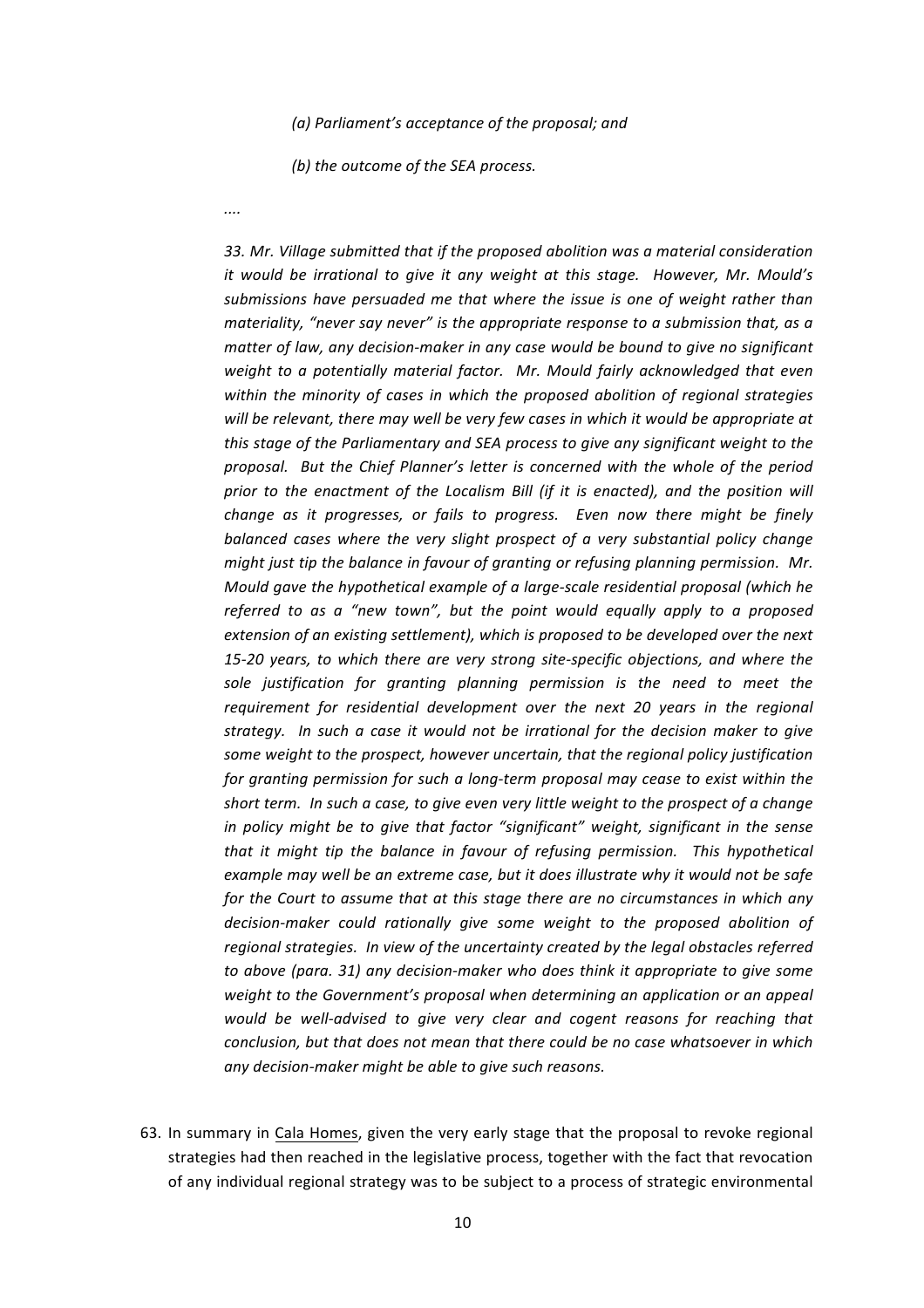> *(a) Parliament's acceptance of the proposal; and*
>
> *(b) the outcome of the SEA process.*
>
> *....*
>
> *33. Mr. Village submitted that if the proposed abolition was a material consideration it would be irrational to give it any weight at this stage. However, Mr. Mould's submissions have persuaded me that where the issue is one of weight rather than materiality, "never say never" is the appropriate response to a submission that, as a matter of law, any decision-maker in any case would be bound to give no significant weight to a potentially material factor. Mr. Mould fairly acknowledged that even within the minority of cases in which the proposed abolition of regional strategies will be relevant, there may well be very few cases in which it would be appropriate at this stage of the Parliamentary and SEA process to give any significant weight to the proposal. But the Chief Planner's letter is concerned with the whole of the period prior to the enactment of the Localism Bill (if it is enacted), and the position will change as it progresses, or fails to progress. Even now there might be finely balanced cases where the very slight prospect of a very substantial policy change might just tip the balance in favour of granting or refusing planning permission. Mr. Mould gave the hypothetical example of a large-scale residential proposal (which he referred to as a "new town", but the point would equally apply to a proposed extension of an existing settlement), which is proposed to be developed over the next 15-20 years, to which there are very strong site-specific objections, and where the sole justification for granting planning permission is the need to meet the requirement for residential development over the next 20 years in the regional strategy. In such a case it would not be irrational for the decision maker to give some weight to the prospect, however uncertain, that the regional policy justification for granting permission for such a long-term proposal may cease to exist within the short term. In such a case, to give even very little weight to the prospect of a change in policy might be to give that factor "significant" weight, significant in the sense that it might tip the balance in favour of refusing permission. This hypothetical example may well be an extreme case, but it does illustrate why it would not be safe for the Court to assume that at this stage there are no circumstances in which any decision-maker could rationally give some weight to the proposed abolition of regional strategies. In view of the uncertainty created by the legal obstacles referred to above (para. 31) any decision-maker who does think it appropriate to give some weight to the Government's proposal when determining an application or an appeal would be well-advised to give very clear and cogent reasons for reaching that conclusion, but that does not mean that there could be no case whatsoever in which any decision-maker might be able to give such reasons.*

63. In summary in <u>Cala Homes</u>, given the very early stage that the proposal to revoke regional strategies had then reached in the legislative process, together with the fact that revocation of any individual regional strategy was to be subject to a process of strategic environmental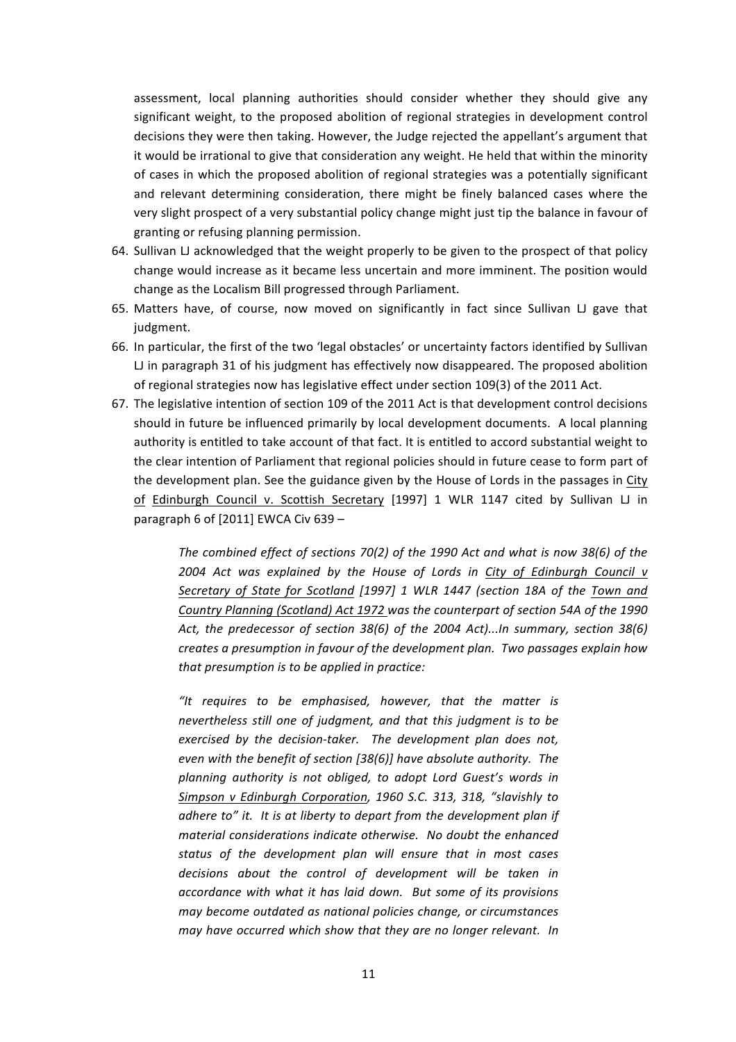assessment, local planning authorities should consider whether they should give any significant weight, to the proposed abolition of regional strategies in development control decisions they were then taking. However, the Judge rejected the appellant's argument that it would be irrational to give that consideration any weight. He held that within the minority of cases in which the proposed abolition of regional strategies was a potentially significant and relevant determining consideration, there might be finely balanced cases where the very slight prospect of a very substantial policy change might just tip the balance in favour of granting or refusing planning permission.

64. Sullivan LJ acknowledged that the weight properly to be given to the prospect of that policy change would increase as it became less uncertain and more imminent. The position would change as the Localism Bill progressed through Parliament.
65. Matters have, of course, now moved on significantly in fact since Sullivan LJ gave that judgment.
66. In particular, the first of the two 'legal obstacles' or uncertainty factors identified by Sullivan LJ in paragraph 31 of his judgment has effectively now disappeared. The proposed abolition of regional strategies now has legislative effect under section 109(3) of the 2011 Act.
67. The legislative intention of section 109 of the 2011 Act is that development control decisions should in future be influenced primarily by local development documents. A local planning authority is entitled to take account of that fact. It is entitled to accord substantial weight to the clear intention of Parliament that regional policies should in future cease to form part of the development plan. See the guidance given by the House of Lords in the passages in City of Edinburgh Council v. Scottish Secretary [1997] 1 WLR 1147 cited by Sullivan LJ in paragraph 6 of [2011] EWCA Civ 639 –

> *The combined effect of sections 70(2) of the 1990 Act and what is now 38(6) of the 2004 Act was explained by the House of Lords in City of Edinburgh Council v Secretary of State for Scotland [1997] 1 WLR 1447 (section 18A of the Town and Country Planning (Scotland) Act 1972 was the counterpart of section 54A of the 1990 Act, the predecessor of section 38(6) of the 2004 Act)...In summary, section 38(6) creates a presumption in favour of the development plan. Two passages explain how that presumption is to be applied in practice:*
>
> > *"It requires to be emphasised, however, that the matter is nevertheless still one of judgment, and that this judgment is to be exercised by the decision-taker. The development plan does not, even with the benefit of section [38(6)] have absolute authority. The planning authority is not obliged, to adopt Lord Guest's words in Simpson v Edinburgh Corporation, 1960 S.C. 313, 318, "slavishly to adhere to" it. It is at liberty to depart from the development plan if material considerations indicate otherwise. No doubt the enhanced status of the development plan will ensure that in most cases decisions about the control of development will be taken in accordance with what it has laid down. But some of its provisions may become outdated as national policies change, or circumstances may have occurred which show that they are no longer relevant. In*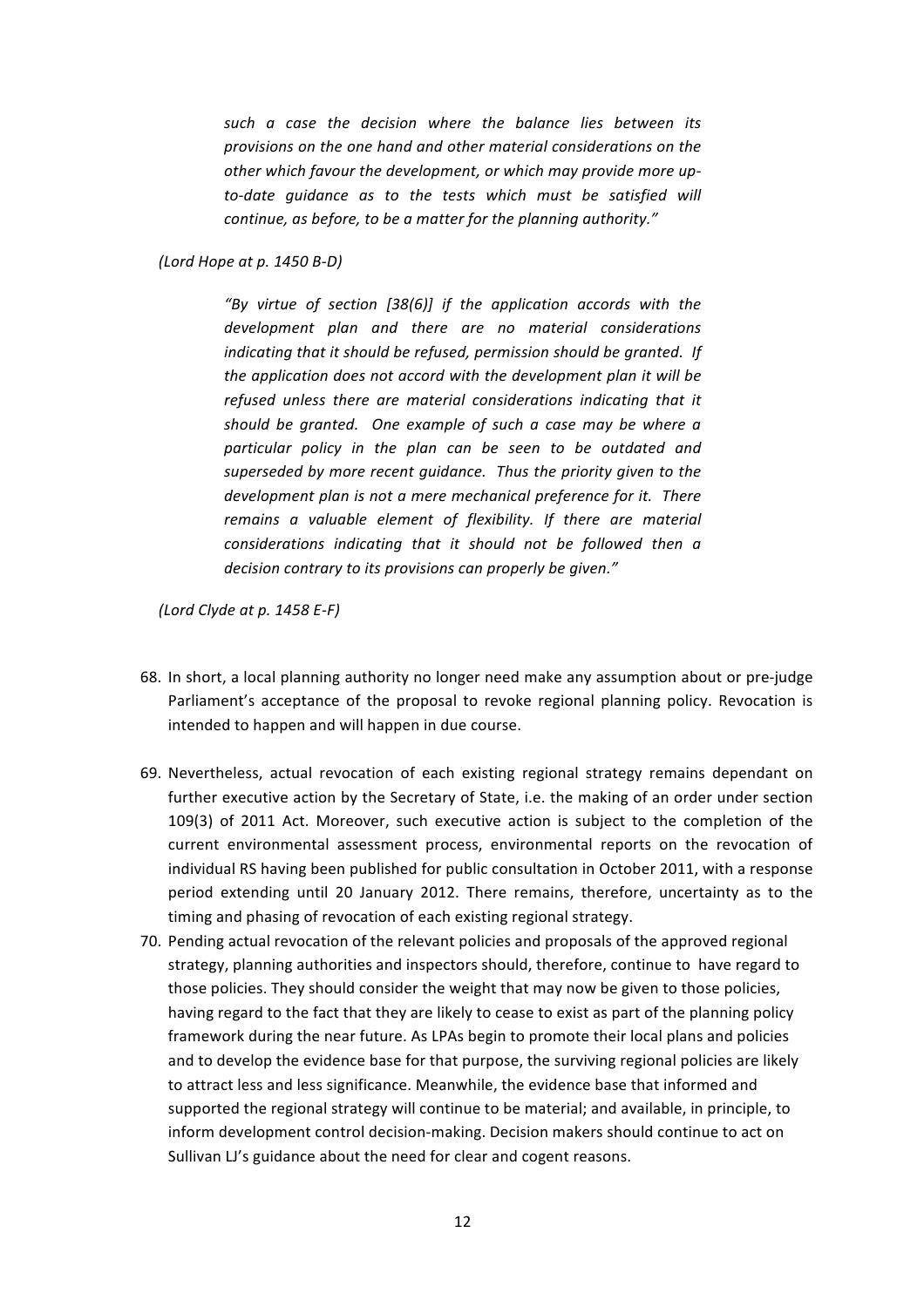> *such a case the decision where the balance lies between its provisions on the one hand and other material considerations on the other which favour the development, or which may provide more up-to-date guidance as to the tests which must be satisfied will continue, as before, to be a matter for the planning authority."*

*(Lord Hope at p. 1450 B-D)*

> *"By virtue of section [38(6)] if the application accords with the development plan and there are no material considerations indicating that it should be refused, permission should be granted. If the application does not accord with the development plan it will be refused unless there are material considerations indicating that it should be granted. One example of such a case may be where a particular policy in the plan can be seen to be outdated and superseded by more recent guidance. Thus the priority given to the development plan is not a mere mechanical preference for it. There remains a valuable element of flexibility. If there are material considerations indicating that it should not be followed then a decision contrary to its provisions can properly be given."*

*(Lord Clyde at p. 1458 E-F)*

68. In short, a local planning authority no longer need make any assumption about or pre-judge Parliament's acceptance of the proposal to revoke regional planning policy. Revocation is intended to happen and will happen in due course.

69. Nevertheless, actual revocation of each existing regional strategy remains dependant on further executive action by the Secretary of State, i.e. the making of an order under section 109(3) of 2011 Act. Moreover, such executive action is subject to the completion of the current environmental assessment process, environmental reports on the revocation of individual RS having been published for public consultation in October 2011, with a response period extending until 20 January 2012. There remains, therefore, uncertainty as to the timing and phasing of revocation of each existing regional strategy.

70. Pending actual revocation of the relevant policies and proposals of the approved regional strategy, planning authorities and inspectors should, therefore, continue to have regard to those policies. They should consider the weight that may now be given to those policies, having regard to the fact that they are likely to cease to exist as part of the planning policy framework during the near future. As LPAs begin to promote their local plans and policies and to develop the evidence base for that purpose, the surviving regional policies are likely to attract less and less significance. Meanwhile, the evidence base that informed and supported the regional strategy will continue to be material; and available, in principle, to inform development control decision-making. Decision makers should continue to act on Sullivan LJ's guidance about the need for clear and cogent reasons.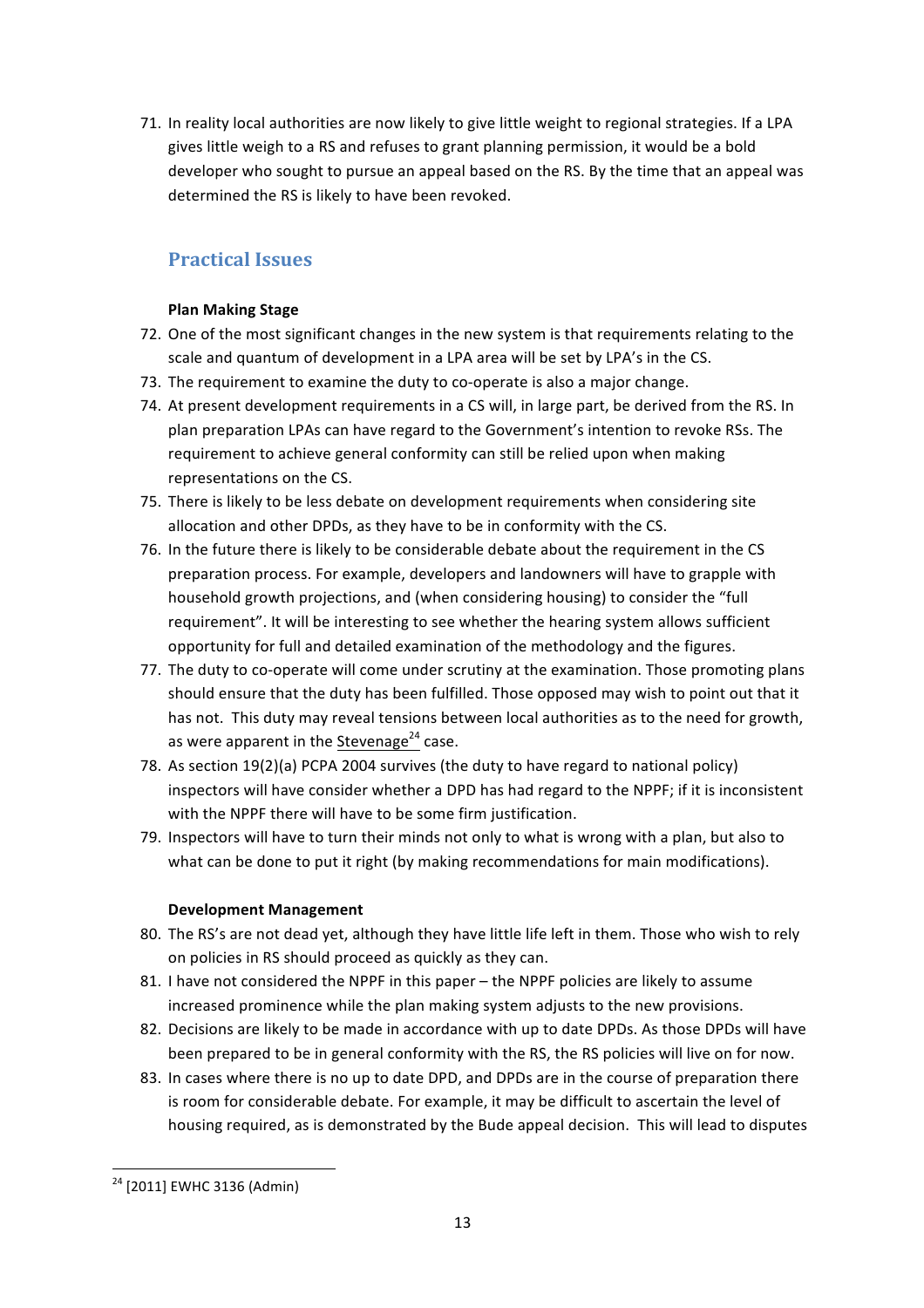71. In reality local authorities are now likely to give little weight to regional strategies. If a LPA gives little weigh to a RS and refuses to grant planning permission, it would be a bold developer who sought to pursue an appeal based on the RS. By the time that an appeal was determined the RS is likely to have been revoked.

## Practical Issues

**Plan Making Stage**

72. One of the most significant changes in the new system is that requirements relating to the scale and quantum of development in a LPA area will be set by LPA's in the CS.
73. The requirement to examine the duty to co-operate is also a major change.
74. At present development requirements in a CS will, in large part, be derived from the RS. In plan preparation LPAs can have regard to the Government's intention to revoke RSs. The requirement to achieve general conformity can still be relied upon when making representations on the CS.
75. There is likely to be less debate on development requirements when considering site allocation and other DPDs, as they have to be in conformity with the CS.
76. In the future there is likely to be considerable debate about the requirement in the CS preparation process. For example, developers and landowners will have to grapple with household growth projections, and (when considering housing) to consider the "full requirement". It will be interesting to see whether the hearing system allows sufficient opportunity for full and detailed examination of the methodology and the figures.
77. The duty to co-operate will come under scrutiny at the examination. Those promoting plans should ensure that the duty has been fulfilled. Those opposed may wish to point out that it has not. This duty may reveal tensions between local authorities as to the need for growth, as were apparent in the Stevenage[24] case.
78. As section 19(2)(a) PCPA 2004 survives (the duty to have regard to national policy) inspectors will have consider whether a DPD has had regard to the NPPF; if it is inconsistent with the NPPF there will have to be some firm justification.
79. Inspectors will have to turn their minds not only to what is wrong with a plan, but also to what can be done to put it right (by making recommendations for main modifications).

**Development Management**

80. The RS's are not dead yet, although they have little life left in them. Those who wish to rely on policies in RS should proceed as quickly as they can.
81. I have not considered the NPPF in this paper – the NPPF policies are likely to assume increased prominence while the plan making system adjusts to the new provisions.
82. Decisions are likely to be made in accordance with up to date DPDs. As those DPDs will have been prepared to be in general conformity with the RS, the RS policies will live on for now.
83. In cases where there is no up to date DPD, and DPDs are in the course of preparation there is room for considerable debate. For example, it may be difficult to ascertain the level of housing required, as is demonstrated by the Bude appeal decision. This will lead to disputes

[24] [2011] EWHC 3136 (Admin)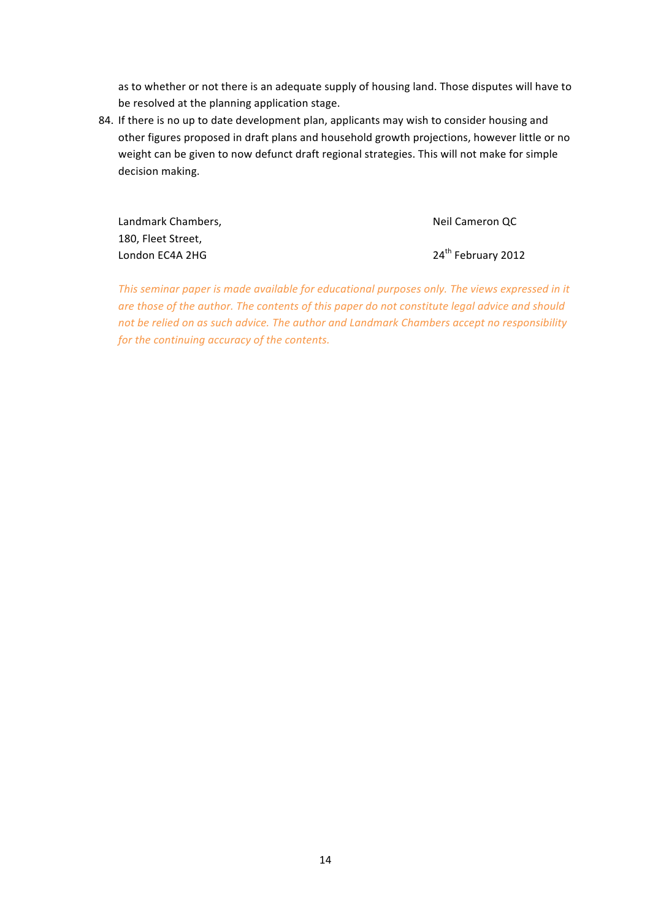as to whether or not there is an adequate supply of housing land. Those disputes will have to be resolved at the planning application stage.

84. If there is no up to date development plan, applicants may wish to consider housing and other figures proposed in draft plans and household growth projections, however little or no weight can be given to now defunct draft regional strategies. This will not make for simple decision making.

Landmark Chambers,
180, Fleet Street,
London EC4A 2HG

Neil Cameron QC

24th February 2012

*This seminar paper is made available for educational purposes only. The views expressed in it are those of the author. The contents of this paper do not constitute legal advice and should not be relied on as such advice. The author and Landmark Chambers accept no responsibility for the continuing accuracy of the contents.*